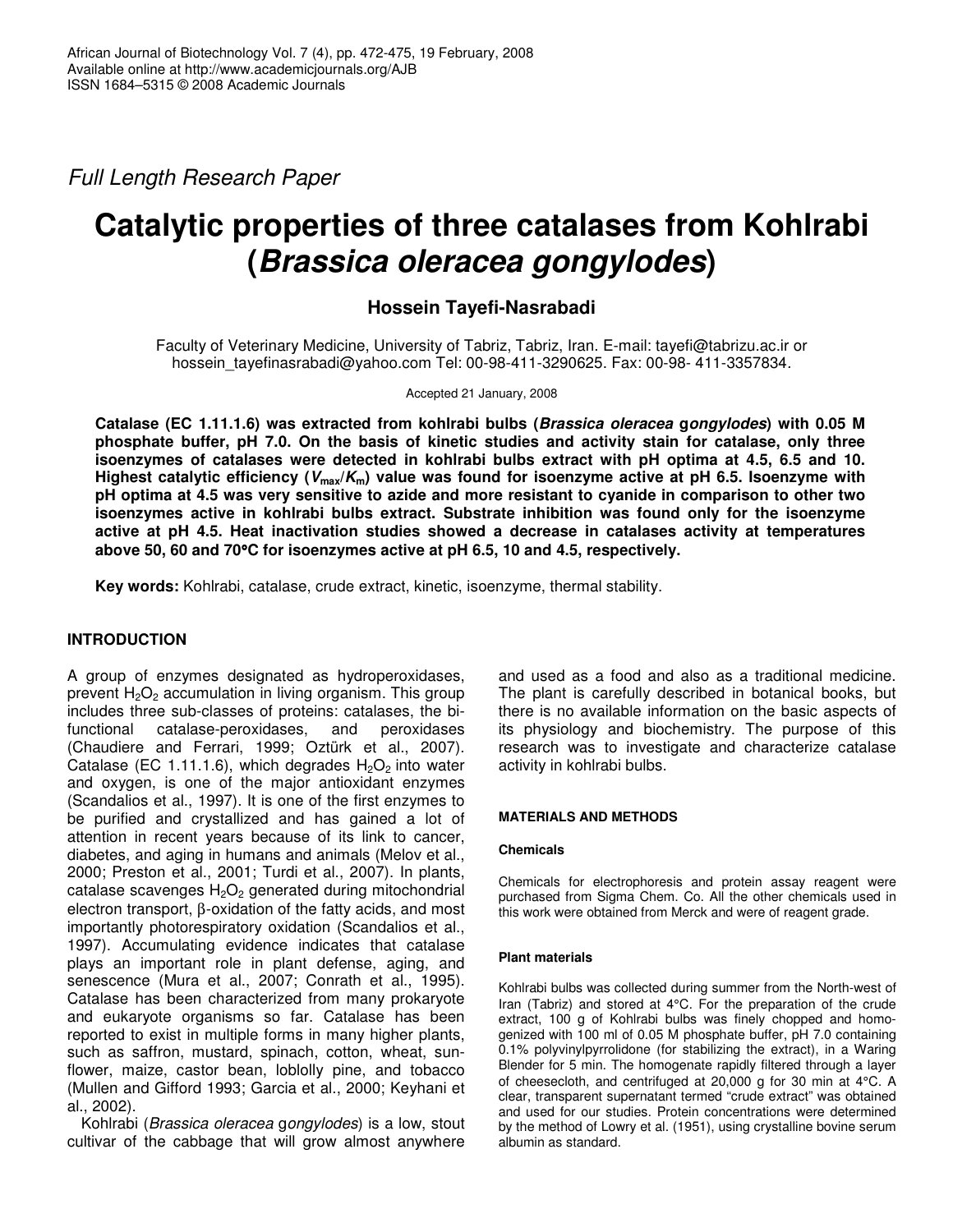*Full Length Research Paper*

# Catalytic properties of three catalases from Kohlrabi (*Brassica oleracea gongylodes*)

**Hossein Tayefi-Nasrabadi**

Faculty of Veterinary Medicine, University of Tabriz, Tabriz, Iran. E-mail: tayefi@tabrizu.ac.ir or hossein_tayefinasrabadi@yahoo.com Tel: 00-98-411-3290625. Fax: 00-98- 411-3357834.

Accepted 21 January, 2008

**Catalase (EC 1.11.1.6) was extracted from kohlrabi bulbs (*Brassica oleracea* gongylodes) with 0.05 M phosphate buffer, pH 7.0. On the basis of kinetic studies and activity stain for catalase, only three isoenzymes of catalases were detected in kohlrabi bulbs extract with pH optima at 4.5, 6.5 and 10. Highest catalytic efficiency ($V_{max}/K_m$) value was found for isoenzyme active at pH 6.5. Isoenzyme with pH optima at 4.5 was very sensitive to azide and more resistant to cyanide in comparison to other two isoenzymes active in kohlrabi bulbs extract. Substrate inhibition was found only for the isoenzyme active at pH 4.5. Heat inactivation studies showed a decrease in catalases activity at temperatures above 50, 60 and 70°C for isoenzymes active at pH 6.5, 10 and 4.5, respectively.**

**Key words:** Kohlrabi, catalase, crude extract, kinetic, isoenzyme, thermal stability.

## INTRODUCTION

A group of enzymes designated as hydroperoxidases, prevent $H_2O_2$ accumulation in living organism. This group includes three sub-classes of proteins: catalases, the bi-functional catalase-peroxidases, and peroxidases (Chaudiere and Ferrari, 1999; Oztürk et al., 2007). Catalase (EC 1.11.1.6), which degrades $H_2O_2$ into water and oxygen, is one of the major antioxidant enzymes (Scandalios et al., 1997). It is one of the first enzymes to be purified and crystallized and has gained a lot of attention in recent years because of its link to cancer, diabetes, and aging in humans and animals (Melov et al., 2000; Preston et al., 2001; Turdi et al., 2007). In plants, catalase scavenges $H_2O_2$ generated during mitochondrial electron transport, β-oxidation of the fatty acids, and most importantly photorespiratory oxidation (Scandalios et al., 1997). Accumulating evidence indicates that catalase plays an important role in plant defense, aging, and senescence (Mura et al., 2007; Conrath et al., 1995). Catalase has been characterized from many prokaryote and eukaryote organisms so far. Catalase has been reported to exist in multiple forms in many higher plants, such as saffron, mustard, spinach, cotton, wheat, sunflower, maize, castor bean, loblolly pine, and tobacco (Mullen and Gifford 1993; Garcia et al., 2000; Keyhani et al., 2002).

Kohlrabi (*Brassica oleracea* gongylodes) is a low, stout cultivar of the cabbage that will grow almost anywhere and used as a food and also as a traditional medicine. The plant is carefully described in botanical books, but there is no available information on the basic aspects of its physiology and biochemistry. The purpose of this research was to investigate and characterize catalase activity in kohlrabi bulbs.

## MATERIALS AND METHODS

### Chemicals

Chemicals for electrophoresis and protein assay reagent were purchased from Sigma Chem. Co. All the other chemicals used in this work were obtained from Merck and were of reagent grade.

### Plant materials

Kohlrabi bulbs was collected during summer from the North-west of Iran (Tabriz) and stored at 4°C. For the preparation of the crude extract, 100 g of Kohlrabi bulbs was finely chopped and homogenized with 100 ml of 0.05 M phosphate buffer, pH 7.0 containing 0.1% polyvinylpyrrolidone (for stabilizing the extract), in a Waring Blender for 5 min. The homogenate rapidly filtered through a layer of cheesecloth, and centrifuged at 20,000 g for 30 min at 4°C. A clear, transparent supernatant termed "crude extract" was obtained and used for our studies. Protein concentrations were determined by the method of Lowry et al. (1951), using crystalline bovine serum albumin as standard.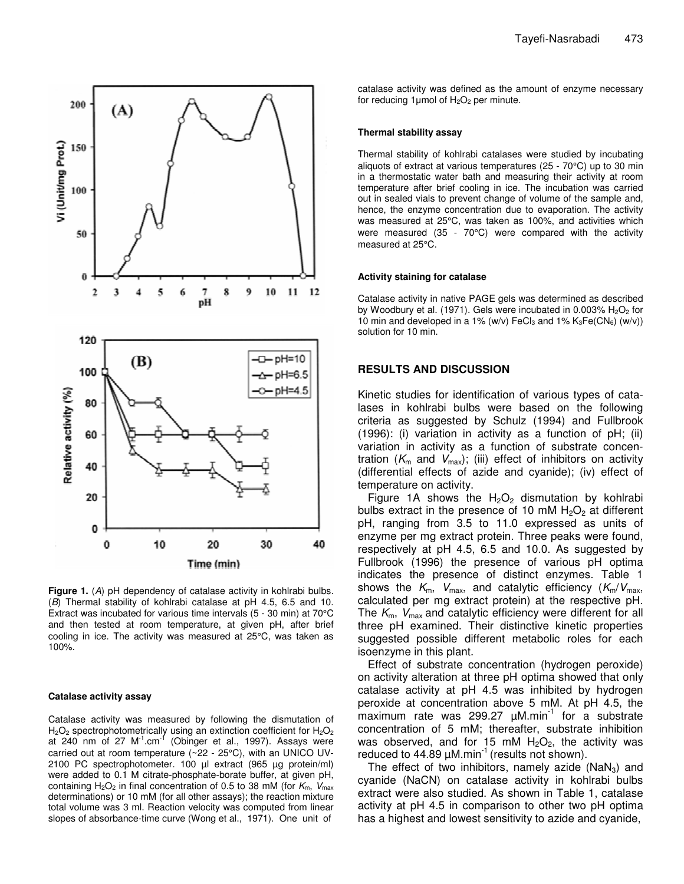**Figure 1.** (*A*) pH dependency of catalase activity in kohlrabi bulbs. (*B*) Thermal stability of kohlrabi catalase at pH 4.5, 6.5 and 10. Extract was incubated for various time intervals (5 - 30 min) at 70°C and then tested at room temperature, at given pH, after brief cooling in ice. The activity was measured at 25°C, was taken as 100%.

#### Catalase activity assay

Catalase activity was measured by following the dismutation of $H_2O_2$ spectrophotometrically using an extinction coefficient for $H_2O_2$ at 240 nm of 27 $M^{-1}.cm^{-1}$ (Obinger et al., 1997). Assays were carried out at room temperature (~22 - 25°C), with an UNICO UV-2100 PC spectrophotometer. 100 µl extract (965 µg protein/ml) were added to 0.1 M citrate-phosphate-borate buffer, at given pH, containing $H_2O_2$ in final concentration of 0.5 to 38 mM (for $K_m$, $V_{max}$ determinations) or 10 mM (for all other assays); the reaction mixture total volume was 3 ml. Reaction velocity was computed from linear slopes of absorbance-time curve (Wong et al., 1971). One unit of catalase activity was defined as the amount of enzyme necessary for reducing 1µmol of $H_2O_2$ per minute.

#### Thermal stability assay

Thermal stability of kohlrabi catalases were studied by incubating aliquots of extract at various temperatures (25 - 70°C) up to 30 min in a thermostatic water bath and measuring their activity at room temperature after brief cooling in ice. The incubation was carried out in sealed vials to prevent change of volume of the sample and, hence, the enzyme concentration due to evaporation. The activity was measured at 25°C, was taken as 100%, and activities which were measured (35 - 70°C) were compared with the activity measured at 25°C.

#### Activity staining for catalase

Catalase activity in native PAGE gels was determined as described by Woodbury et al. (1971). Gels were incubated in 0.003% $H_2O_2$ for 10 min and developed in a 1% (w/v) $FeCl_3$ and 1% $K_3Fe(CN_6)$ (w/v)) solution for 10 min.

## RESULTS AND DISCUSSION

Kinetic studies for identification of various types of catalases in kohlrabi bulbs were based on the following criteria as suggested by Schulz (1994) and Fullbrook (1996): (i) variation in activity as a function of pH; (ii) variation in activity as a function of substrate concentration ($K_m$ and $V_{max}$); (iii) effect of inhibitors on activity (differential effects of azide and cyanide); (iv) effect of temperature on activity.

Figure 1A shows the $H_2O_2$ dismutation by kohlrabi bulbs extract in the presence of 10 mM $H_2O_2$ at different pH, ranging from 3.5 to 11.0 expressed as units of enzyme per mg extract protein. Three peaks were found, respectively at pH 4.5, 6.5 and 10.0. As suggested by Fullbrook (1996) the presence of various pH optima indicates the presence of distinct enzymes. Table 1 shows the $K_m$, $V_{max}$, and catalytic efficiency ($K_m/V_{max}$, calculated per mg extract protein) at the respective pH. The $K_m$, $V_{max}$ and catalytic efficiency were different for all three pH examined. Their distinctive kinetic properties suggested possible different metabolic roles for each isoenzyme in this plant.

Effect of substrate concentration (hydrogen peroxide) on activity alteration at three pH optima showed that only catalase activity at pH 4.5 was inhibited by hydrogen peroxide at concentration above 5 mM. At pH 4.5, the maximum rate was 299.27 $\mu M.min^{-1}$ for a substrate concentration of 5 mM; thereafter, substrate inhibition was observed, and for 15 mM $H_2O_2$, the activity was reduced to 44.89 $\mu M.min^{-1}$ (results not shown).

The effect of two inhibitors, namely azide ($NaN_3$) and cyanide (NaCN) on catalase activity in kohlrabi bulbs extract were also studied. As shown in Table 1, catalase activity at pH 4.5 in comparison to other two pH optima has a highest and lowest sensitivity to azide and cyanide,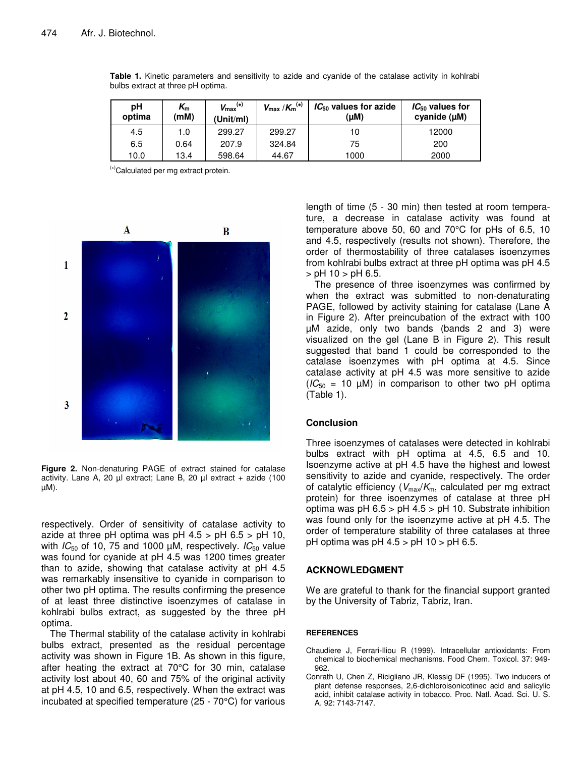**Table 1.** Kinetic parameters and sensitivity to azide and cyanide of the catalase activity in kohlrabi bulbs extract at three pH optima.

| pH optima | $K_m$ (mM) | $V_{max}$ (*) (Unit/ml) | $V_{max}/K_m$ (*) | $IC_{50}$ values for azide (µM) | $IC_{50}$ values for cyanide (µM) |
|---|---|---|---|---|---|
| 4.5 | 1.0 | 299.27 | 299.27 | 10 | 12000 |
| 6.5 | 0.64 | 207.9 | 324.84 | 75 | 200 |
| 10.0 | 13.4 | 598.64 | 44.67 | 1000 | 2000 |

(*)Calculated per mg extract protein.

**Figure 2.** Non-denaturing PAGE of extract stained for catalase activity. Lane A, 20 µl extract; Lane B, 20 µl extract + azide (100 µM).

respectively. Order of sensitivity of catalase activity to azide at three pH optima was pH 4.5 > pH 6.5 > pH 10, with $IC_{50}$ of 10, 75 and 1000 µM, respectively. $IC_{50}$ value was found for cyanide at pH 4.5 was 1200 times greater than to azide, showing that catalase activity at pH 4.5 was remarkably insensitive to cyanide in comparison to other two pH optima. The results confirming the presence of at least three distinctive isoenzymes of catalase in kohlrabi bulbs extract, as suggested by the three pH optima.

The Thermal stability of the catalase activity in kohlrabi bulbs extract, presented as the residual percentage activity was shown in Figure 1B. As shown in this figure, after heating the extract at 70°C for 30 min, catalase activity lost about 40, 60 and 75% of the original activity at pH 4.5, 10 and 6.5, respectively. When the extract was incubated at specified temperature (25 - 70°C) for various length of time (5 - 30 min) then tested at room temperature, a decrease in catalase activity was found at temperature above 50, 60 and 70°C for pHs of 6.5, 10 and 4.5, respectively (results not shown). Therefore, the order of thermostability of three catalases isoenzymes from kohlrabi bulbs extract at three pH optima was pH 4.5 > pH 10 > pH 6.5.

The presence of three isoenzymes was confirmed by when the extract was submitted to non-denaturating PAGE, followed by activity staining for catalase (Lane A in Figure 2). After preincubation of the extract with 100 µM azide, only two bands (bands 2 and 3) were visualized on the gel (Lane B in Figure 2). This result suggested that band 1 could be corresponded to the catalase isoenzymes with pH optima at 4.5. Since catalase activity at pH 4.5 was more sensitive to azide ($IC_{50}$ = 10 µM) in comparison to other two pH optima (Table 1).

## Conclusion

Three isoenzymes of catalases were detected in kohlrabi bulbs extract with pH optima at 4.5, 6.5 and 10. Isoenzyme active at pH 4.5 have the highest and lowest sensitivity to azide and cyanide, respectively. The order of catalytic efficiency ($V_{max}/K_m$, calculated per mg extract protein) for three isoenzymes of catalase at three pH optima was pH 6.5 > pH 4.5 > pH 10. Substrate inhibition was found only for the isoenzyme active at pH 4.5. The order of temperature stability of three catalases at three pH optima was pH 4.5 > pH 10 > pH 6.5.

## ACKNOWLEDGMENT

We are grateful to thank for the financial support granted by the University of Tabriz, Tabriz, Iran.

## REFERENCES

Chaudiere J, Ferrari-Iliou R (1999). Intracellular antioxidants: From chemical to biochemical mechanisms. Food Chem. Toxicol. 37: 949-962.

Conrath U, Chen Z, Ricigliano JR, Klessig DF (1995). Two inducers of plant defense responses, 2,6-dichloroisonicotinec acid and salicylic acid, inhibit catalase activity in tobacco. Proc. Natl. Acad. Sci. U. S. A. 92: 7143-7147.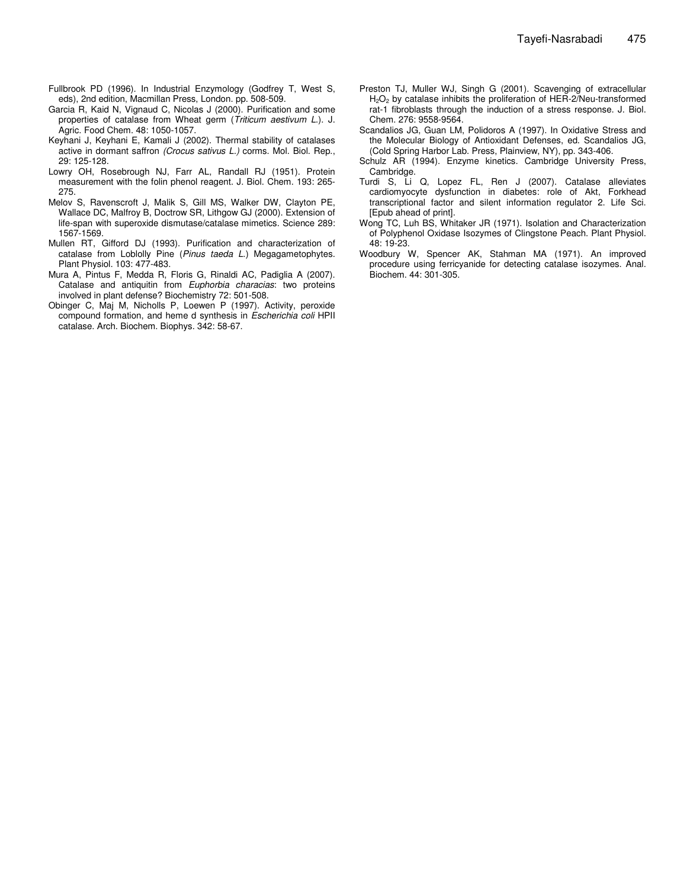Fullbrook PD (1996). In Industrial Enzymology (Godfrey T, West S, eds), 2nd edition, Macmillan Press, London. pp. 508-509.

Garcia R, Kaid N, Vignaud C, Nicolas J (2000). Purification and some properties of catalase from Wheat germ (*Triticum aestivum L.*). J. Agric. Food Chem. 48: 1050-1057.

Keyhani J, Keyhani E, Kamali J (2002). Thermal stability of catalases active in dormant saffron *(Crocus sativus L.)* corms. Mol. Biol. Rep., 29: 125-128.

Lowry OH, Rosebrough NJ, Farr AL, Randall RJ (1951). Protein measurement with the folin phenol reagent. J. Biol. Chem. 193: 265-275.

Melov S, Ravenscroft J, Malik S, Gill MS, Walker DW, Clayton PE, Wallace DC, Malfroy B, Doctrow SR, Lithgow GJ (2000). Extension of life-span with superoxide dismutase/catalase mimetics. Science 289: 1567-1569.

Mullen RT, Gifford DJ (1993). Purification and characterization of catalase from Loblolly Pine (*Pinus taeda L.*) Megagametophytes. Plant Physiol. 103: 477-483.

Mura A, Pintus F, Medda R, Floris G, Rinaldi AC, Padiglia A (2007). Catalase and antiquitin from *Euphorbia characias*: two proteins involved in plant defense? Biochemistry 72: 501-508.

Obinger C, Maj M, Nicholls P, Loewen P (1997). Activity, peroxide compound formation, and heme d synthesis in *Escherichia coli* HPII catalase. Arch. Biochem. Biophys. 342: 58-67.

Preston TJ, Muller WJ, Singh G (2001). Scavenging of extracellular $H_2O_2$ by catalase inhibits the proliferation of HER-2/Neu-transformed rat-1 fibroblasts through the induction of a stress response. J. Biol. Chem. 276: 9558-9564.

Scandalios JG, Guan LM, Polidoros A (1997). In Oxidative Stress and the Molecular Biology of Antioxidant Defenses, ed. Scandalios JG, (Cold Spring Harbor Lab. Press, Plainview, NY), pp. 343-406.

Schulz AR (1994). Enzyme kinetics. Cambridge University Press, Cambridge.

Turdi S, Li Q, Lopez FL, Ren J (2007). Catalase alleviates cardiomyocyte dysfunction in diabetes: role of Akt, Forkhead transcriptional factor and silent information regulator 2. Life Sci. [Epub ahead of print].

Wong TC, Luh BS, Whitaker JR (1971). Isolation and Characterization of Polyphenol Oxidase Isozymes of Clingstone Peach. Plant Physiol. 48: 19-23.

Woodbury W, Spencer AK, Stahman MA (1971). An improved procedure using ferricyanide for detecting catalase isozymes. Anal. Biochem. 44: 301-305.